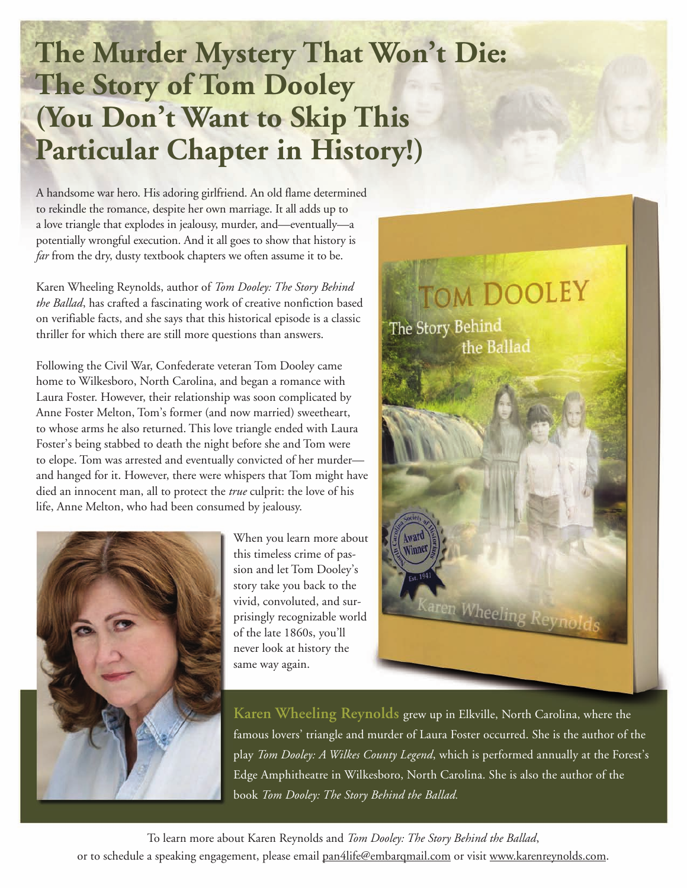# The Murder Mystery That Won't Die: The Story of Tom Dooley (You Don't Want to Skip This Particular Chapter in History!)

A handsome war hero. His adoring girlfriend. An old flame determined to rekindle the romance, despite her own marriage. It all adds up to a love triangle that explodes in jealousy, murder, and—eventually—a potentially wrongful execution. And it all goes to show that history is *far* from the dry, dusty textbook chapters we often assume it to be.

Karen Wheeling Reynolds, author of *Tom Dooley: The Story Behind the Ballad*, has crafted a fascinating work of creative nonfiction based on verifiable facts, and she says that this historical episode is a classic thriller for which there are still more questions than answers.

Following the Civil War, Confederate veteran Tom Dooley came home to Wilkesboro, North Carolina, and began a romance with Laura Foster. However, their relationship was soon complicated by Anne Foster Melton, Tom's former (and now married) sweetheart, to whose arms he also returned. This love triangle ended with Laura Foster's being stabbed to death the night before she and Tom were to elope. Tom was arrested and eventually convicted of her murder—and hanged for it. However, there were whispers that Tom might have died an innocent man, all to protect the *true* culprit: the love of his life, Anne Melton, who had been consumed by jealousy.

When you learn more about this timeless crime of passion and let Tom Dooley's story take you back to the vivid, convoluted, and surprisingly recognizable world of the late 1860s, you'll never look at history the same way again.

**Karen Wheeling Reynolds** grew up in Elkville, North Carolina, where the famous lovers' triangle and murder of Laura Foster occurred. She is the author of the play *Tom Dooley: A Wilkes County Legend*, which is performed annually at the Forest's Edge Amphitheatre in Wilkesboro, North Carolina. She is also the author of the book *Tom Dooley: The Story Behind the Ballad.*

To learn more about Karen Reynolds and *Tom Dooley: The Story Behind the Ballad*, or to schedule a speaking engagement, please email pan4life@embarqmail.com or visit www.karenreynolds.com.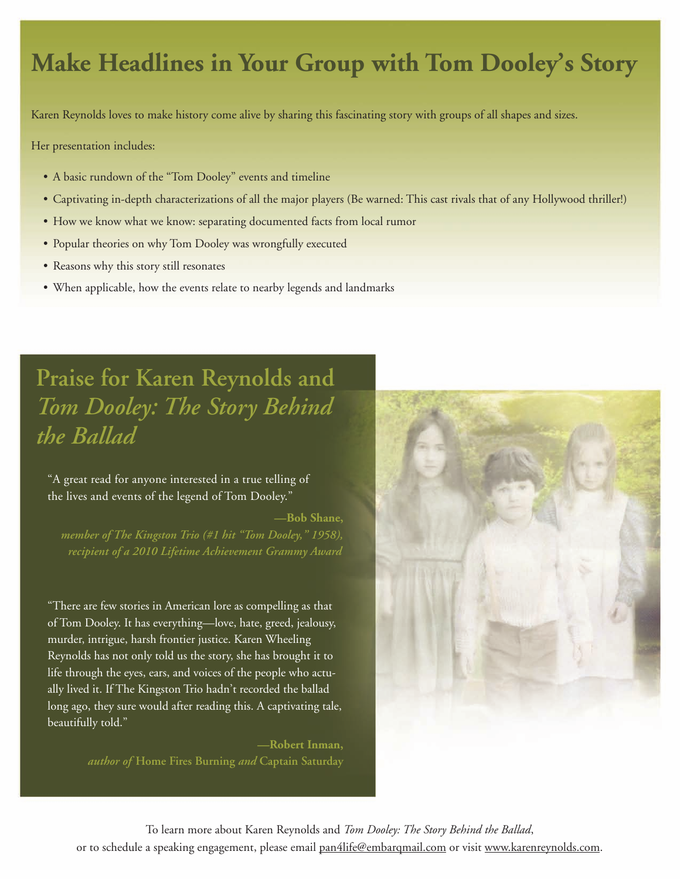# Make Headlines in Your Group with Tom Dooley's Story

Karen Reynolds loves to make history come alive by sharing this fascinating story with groups of all shapes and sizes.

Her presentation includes:

- A basic rundown of the "Tom Dooley" events and timeline
- Captivating in-depth characterizations of all the major players (Be warned: This cast rivals that of any Hollywood thriller!)
- How we know what we know: separating documented facts from local rumor
- Popular theories on why Tom Dooley was wrongfully executed
- Reasons why this story still resonates
- When applicable, how the events relate to nearby legends and landmarks

## Praise for Karen Reynolds and *Tom Dooley: The Story Behind the Ballad*

"A great read for anyone interested in a true telling of the lives and events of the legend of Tom Dooley."

**—Bob Shane,**
*member of The Kingston Trio (#1 hit "Tom Dooley," 1958), recipient of a 2010 Lifetime Achievement Grammy Award*

"There are few stories in American lore as compelling as that of Tom Dooley. It has everything—love, hate, greed, jealousy, murder, intrigue, harsh frontier justice. Karen Wheeling Reynolds has not only told us the story, she has brought it to life through the eyes, ears, and voices of the people who actually lived it. If The Kingston Trio hadn't recorded the ballad long ago, they sure would after reading this. A captivating tale, beautifully told."

**—Robert Inman,**
*author of* **Home Fires Burning** *and* **Captain Saturday**

To learn more about Karen Reynolds and *Tom Dooley: The Story Behind the Ballad*, or to schedule a speaking engagement, please email pan4life@embarqmail.com or visit www.karenreynolds.com.